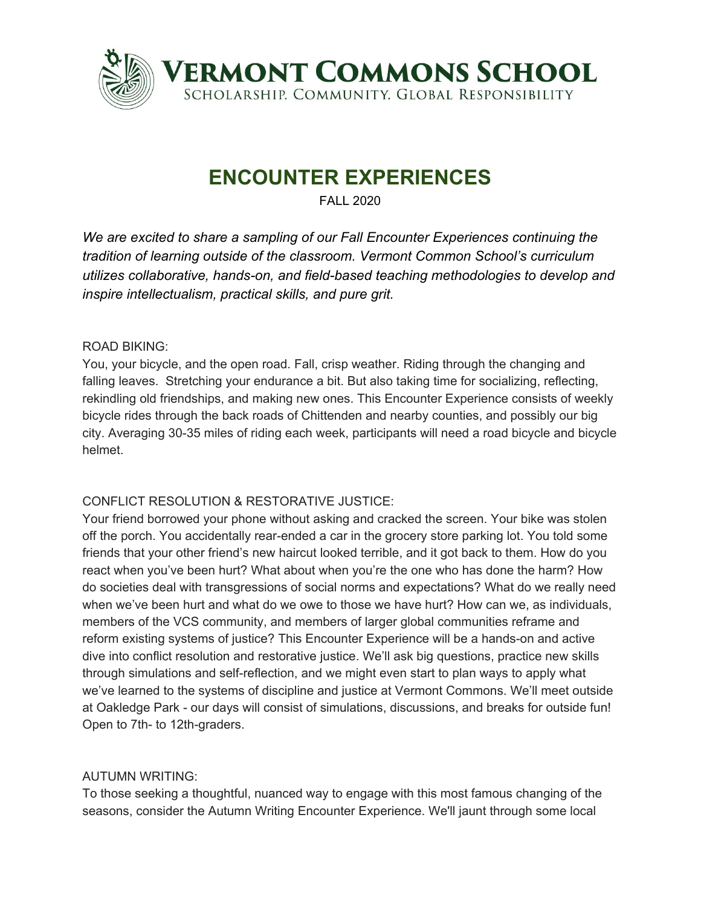**VERMONT COMMONS SCHOOL**
SCHOLARSHIP. COMMUNITY. GLOBAL RESPONSIBILITY

# ENCOUNTER EXPERIENCES

FALL 2020

*We are excited to share a sampling of our Fall Encounter Experiences continuing the tradition of learning outside of the classroom. Vermont Common School's curriculum utilizes collaborative, hands-on, and field-based teaching methodologies to develop and inspire intellectualism, practical skills, and pure grit.*

ROAD BIKING:
You, your bicycle, and the open road. Fall, crisp weather. Riding through the changing and falling leaves. Stretching your endurance a bit. But also taking time for socializing, reflecting, rekindling old friendships, and making new ones. This Encounter Experience consists of weekly bicycle rides through the back roads of Chittenden and nearby counties, and possibly our big city. Averaging 30-35 miles of riding each week, participants will need a road bicycle and bicycle helmet.

CONFLICT RESOLUTION & RESTORATIVE JUSTICE:
Your friend borrowed your phone without asking and cracked the screen. Your bike was stolen off the porch. You accidentally rear-ended a car in the grocery store parking lot. You told some friends that your other friend's new haircut looked terrible, and it got back to them. How do you react when you've been hurt? What about when you're the one who has done the harm? How do societies deal with transgressions of social norms and expectations? What do we really need when we've been hurt and what do we owe to those we have hurt? How can we, as individuals, members of the VCS community, and members of larger global communities reframe and reform existing systems of justice? This Encounter Experience will be a hands-on and active dive into conflict resolution and restorative justice. We'll ask big questions, practice new skills through simulations and self-reflection, and we might even start to plan ways to apply what we've learned to the systems of discipline and justice at Vermont Commons. We'll meet outside at Oakledge Park - our days will consist of simulations, discussions, and breaks for outside fun! Open to 7th- to 12th-graders.

AUTUMN WRITING:
To those seeking a thoughtful, nuanced way to engage with this most famous changing of the seasons, consider the Autumn Writing Encounter Experience. We'll jaunt through some local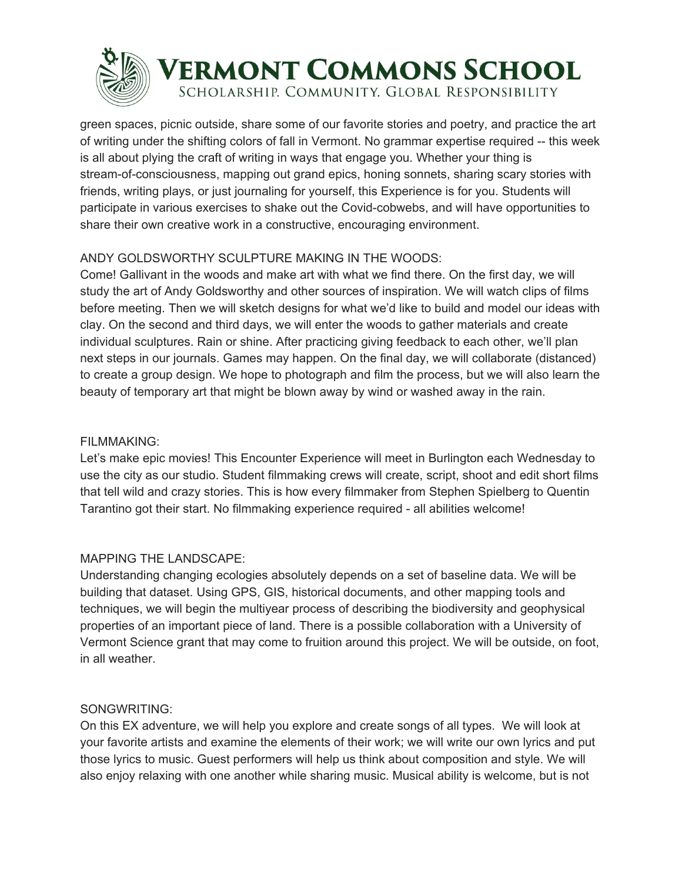green spaces, picnic outside, share some of our favorite stories and poetry, and practice the art of writing under the shifting colors of fall in Vermont. No grammar expertise required -- this week is all about plying the craft of writing in ways that engage you. Whether your thing is stream-of-consciousness, mapping out grand epics, honing sonnets, sharing scary stories with friends, writing plays, or just journaling for yourself, this Experience is for you. Students will participate in various exercises to shake out the Covid-cobwebs, and will have opportunities to share their own creative work in a constructive, encouraging environment.

ANDY GOLDSWORTHY SCULPTURE MAKING IN THE WOODS:
Come! Gallivant in the woods and make art with what we find there. On the first day, we will study the art of Andy Goldsworthy and other sources of inspiration. We will watch clips of films before meeting. Then we will sketch designs for what we'd like to build and model our ideas with clay. On the second and third days, we will enter the woods to gather materials and create individual sculptures. Rain or shine. After practicing giving feedback to each other, we'll plan next steps in our journals. Games may happen. On the final day, we will collaborate (distanced) to create a group design. We hope to photograph and film the process, but we will also learn the beauty of temporary art that might be blown away by wind or washed away in the rain.

FILMMAKING:
Let's make epic movies! This Encounter Experience will meet in Burlington each Wednesday to use the city as our studio. Student filmmaking crews will create, script, shoot and edit short films that tell wild and crazy stories. This is how every filmmaker from Stephen Spielberg to Quentin Tarantino got their start. No filmmaking experience required - all abilities welcome!

MAPPING THE LANDSCAPE:
Understanding changing ecologies absolutely depends on a set of baseline data. We will be building that dataset. Using GPS, GIS, historical documents, and other mapping tools and techniques, we will begin the multiyear process of describing the biodiversity and geophysical properties of an important piece of land. There is a possible collaboration with a University of Vermont Science grant that may come to fruition around this project. We will be outside, on foot, in all weather.

SONGWRITING:
On this EX adventure, we will help you explore and create songs of all types. We will look at your favorite artists and examine the elements of their work; we will write our own lyrics and put those lyrics to music. Guest performers will help us think about composition and style. We will also enjoy relaxing with one another while sharing music. Musical ability is welcome, but is not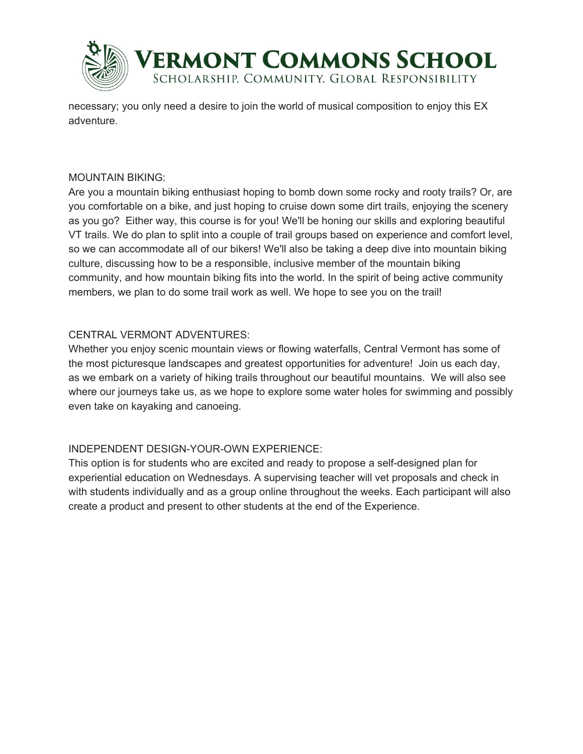necessary; you only need a desire to join the world of musical composition to enjoy this EX adventure.

MOUNTAIN BIKING:

Are you a mountain biking enthusiast hoping to bomb down some rocky and rooty trails? Or, are you comfortable on a bike, and just hoping to cruise down some dirt trails, enjoying the scenery as you go? Either way, this course is for you! We'll be honing our skills and exploring beautiful VT trails. We do plan to split into a couple of trail groups based on experience and comfort level, so we can accommodate all of our bikers! We'll also be taking a deep dive into mountain biking culture, discussing how to be a responsible, inclusive member of the mountain biking community, and how mountain biking fits into the world. In the spirit of being active community members, we plan to do some trail work as well. We hope to see you on the trail!

CENTRAL VERMONT ADVENTURES:

Whether you enjoy scenic mountain views or flowing waterfalls, Central Vermont has some of the most picturesque landscapes and greatest opportunities for adventure! Join us each day, as we embark on a variety of hiking trails throughout our beautiful mountains. We will also see where our journeys take us, as we hope to explore some water holes for swimming and possibly even take on kayaking and canoeing.

INDEPENDENT DESIGN-YOUR-OWN EXPERIENCE:

This option is for students who are excited and ready to propose a self-designed plan for experiential education on Wednesdays. A supervising teacher will vet proposals and check in with students individually and as a group online throughout the weeks. Each participant will also create a product and present to other students at the end of the Experience.